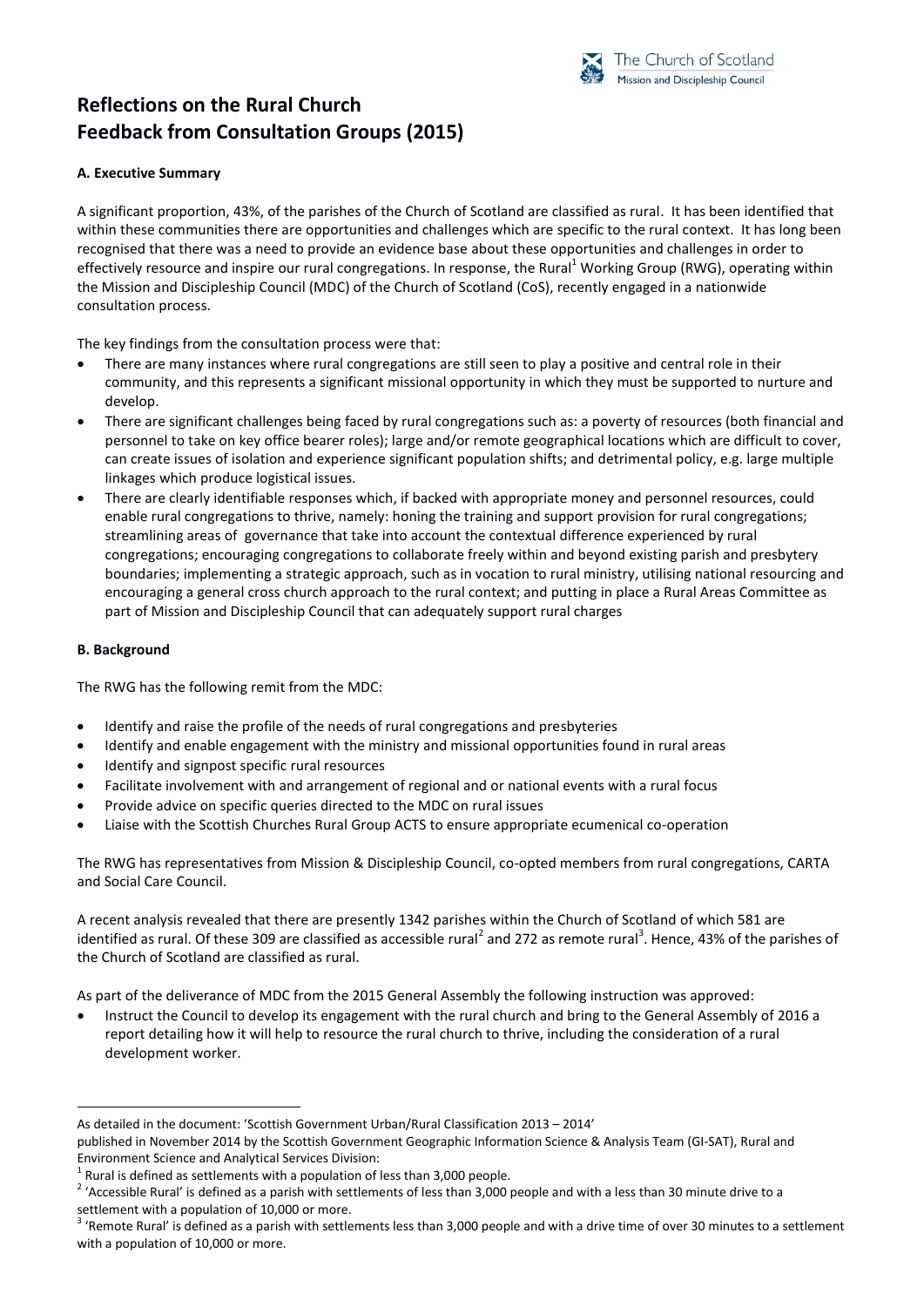The Church of Scotland
Mission and Discipleship Council

# Reflections on the Rural Church
# Feedback from Consultation Groups (2015)

**A. Executive Summary**

A significant proportion, 43%, of the parishes of the Church of Scotland are classified as rural. It has been identified that within these communities there are opportunities and challenges which are specific to the rural context. It has long been recognised that there was a need to provide an evidence base about these opportunities and challenges in order to effectively resource and inspire our rural congregations. In response, the Rural[1] Working Group (RWG), operating within the Mission and Discipleship Council (MDC) of the Church of Scotland (CoS), recently engaged in a nationwide consultation process.

The key findings from the consultation process were that:

- There are many instances where rural congregations are still seen to play a positive and central role in their community, and this represents a significant missional opportunity in which they must be supported to nurture and develop.
- There are significant challenges being faced by rural congregations such as: a poverty of resources (both financial and personnel to take on key office bearer roles); large and/or remote geographical locations which are difficult to cover, can create issues of isolation and experience significant population shifts; and detrimental policy, e.g. large multiple linkages which produce logistical issues.
- There are clearly identifiable responses which, if backed with appropriate money and personnel resources, could enable rural congregations to thrive, namely: honing the training and support provision for rural congregations; streamlining areas of governance that take into account the contextual difference experienced by rural congregations; encouraging congregations to collaborate freely within and beyond existing parish and presbytery boundaries; implementing a strategic approach, such as in vocation to rural ministry, utilising national resourcing and encouraging a general cross church approach to the rural context; and putting in place a Rural Areas Committee as part of Mission and Discipleship Council that can adequately support rural charges

**B. Background**

The RWG has the following remit from the MDC:

- Identify and raise the profile of the needs of rural congregations and presbyteries
- Identify and enable engagement with the ministry and missional opportunities found in rural areas
- Identify and signpost specific rural resources
- Facilitate involvement with and arrangement of regional and or national events with a rural focus
- Provide advice on specific queries directed to the MDC on rural issues
- Liaise with the Scottish Churches Rural Group ACTS to ensure appropriate ecumenical co-operation

The RWG has representatives from Mission & Discipleship Council, co-opted members from rural congregations, CARTA and Social Care Council.

A recent analysis revealed that there are presently 1342 parishes within the Church of Scotland of which 581 are identified as rural. Of these 309 are classified as accessible rural[2] and 272 as remote rural[3]. Hence, 43% of the parishes of the Church of Scotland are classified as rural.

As part of the deliverance of MDC from the 2015 General Assembly the following instruction was approved:

- Instruct the Council to develop its engagement with the rural church and bring to the General Assembly of 2016 a report detailing how it will help to resource the rural church to thrive, including the consideration of a rural development worker.

---

As detailed in the document: 'Scottish Government Urban/Rural Classification 2013 – 2014' published in November 2014 by the Scottish Government Geographic Information Science & Analysis Team (GI-SAT), Rural and Environment Science and Analytical Services Division:

[1] Rural is defined as settlements with a population of less than 3,000 people.

[2] 'Accessible Rural' is defined as a parish with settlements of less than 3,000 people and with a less than 30 minute drive to a settlement with a population of 10,000 or more.

[3] 'Remote Rural' is defined as a parish with settlements less than 3,000 people and with a drive time of over 30 minutes to a settlement with a population of 10,000 or more.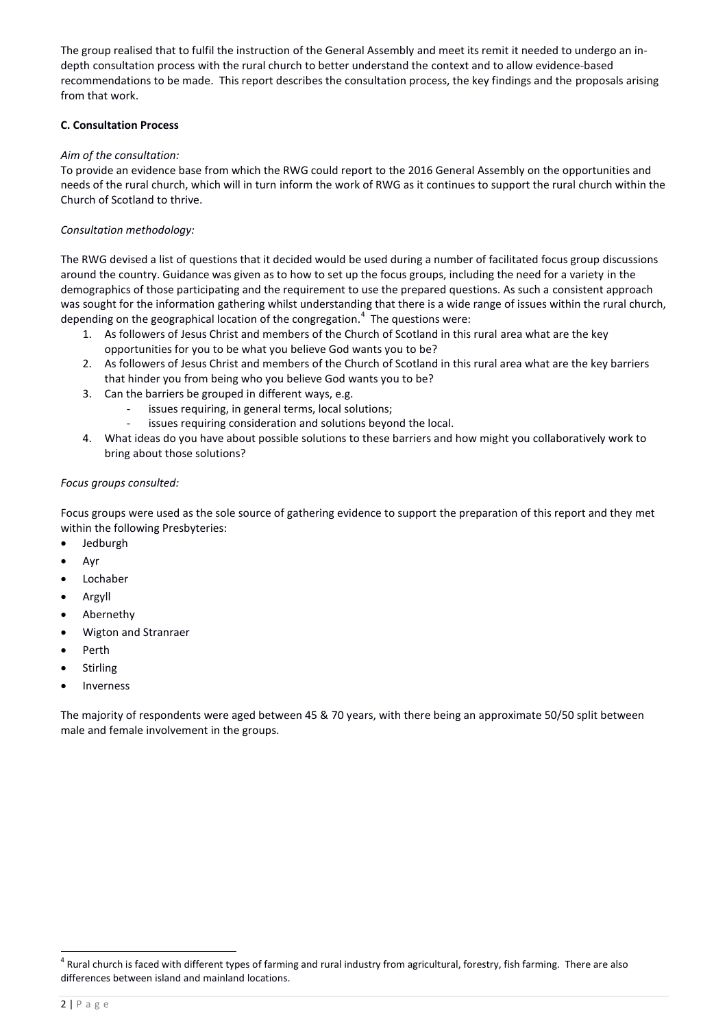The group realised that to fulfil the instruction of the General Assembly and meet its remit it needed to undergo an in-depth consultation process with the rural church to better understand the context and to allow evidence-based recommendations to be made. This report describes the consultation process, the key findings and the proposals arising from that work.

**C. Consultation Process**

*Aim of the consultation:*

To provide an evidence base from which the RWG could report to the 2016 General Assembly on the opportunities and needs of the rural church, which will in turn inform the work of RWG as it continues to support the rural church within the Church of Scotland to thrive.

*Consultation methodology:*

The RWG devised a list of questions that it decided would be used during a number of facilitated focus group discussions around the country. Guidance was given as to how to set up the focus groups, including the need for a variety in the demographics of those participating and the requirement to use the prepared questions. As such a consistent approach was sought for the information gathering whilst understanding that there is a wide range of issues within the rural church, depending on the geographical location of the congregation.[4] The questions were:

1. As followers of Jesus Christ and members of the Church of Scotland in this rural area what are the key opportunities for you to be what you believe God wants you to be?
2. As followers of Jesus Christ and members of the Church of Scotland in this rural area what are the key barriers that hinder you from being who you believe God wants you to be?
3. Can the barriers be grouped in different ways, e.g.
   - issues requiring, in general terms, local solutions;
   - issues requiring consideration and solutions beyond the local.
4. What ideas do you have about possible solutions to these barriers and how might you collaboratively work to bring about those solutions?

*Focus groups consulted:*

Focus groups were used as the sole source of gathering evidence to support the preparation of this report and they met within the following Presbyteries:

- Jedburgh
- Ayr
- Lochaber
- Argyll
- Abernethy
- Wigton and Stranraer
- Perth
- Stirling
- Inverness

The majority of respondents were aged between 45 & 70 years, with there being an approximate 50/50 split between male and female involvement in the groups.

---

[4] Rural church is faced with different types of farming and rural industry from agricultural, forestry, fish farming. There are also differences between island and mainland locations.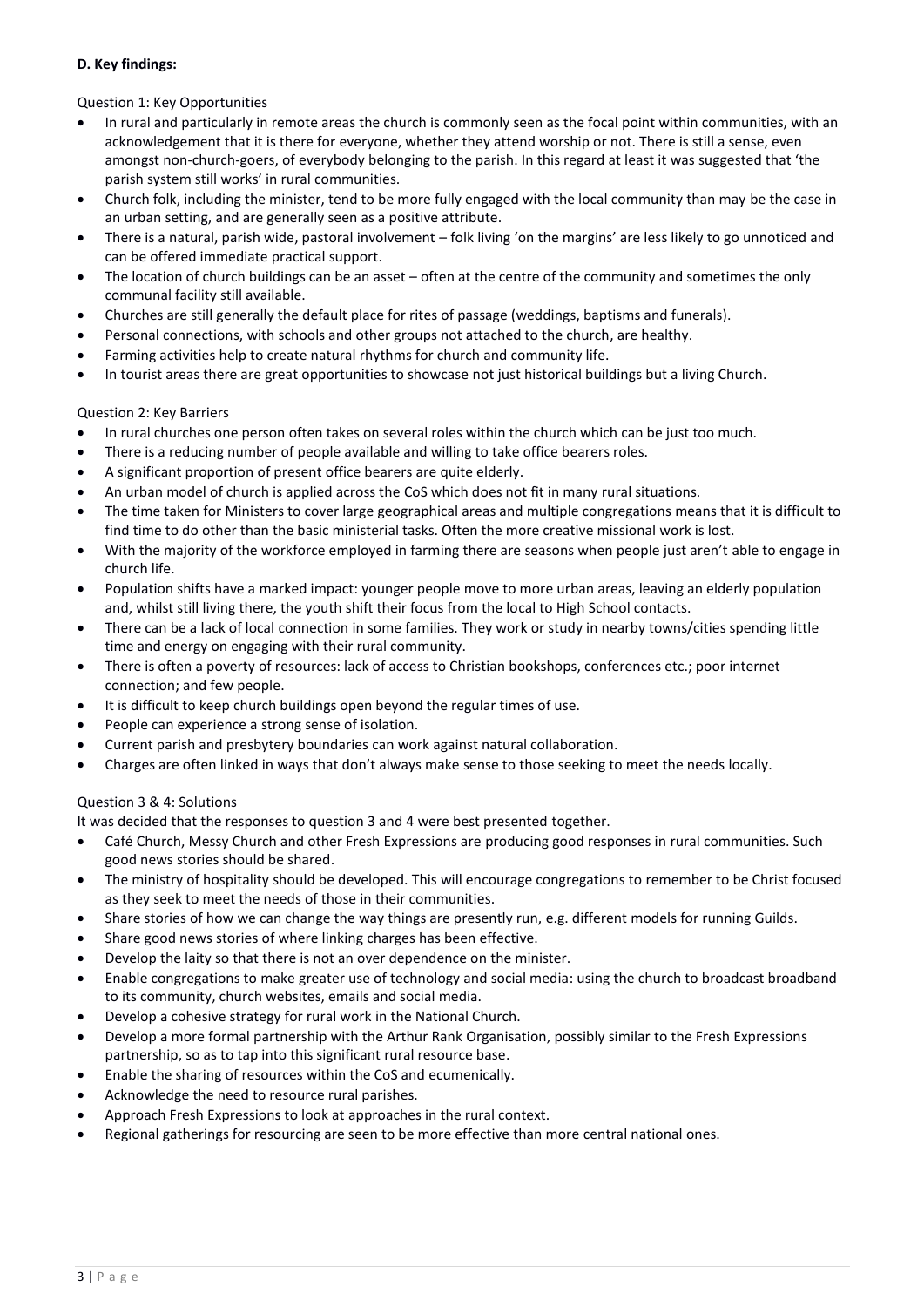**D. Key findings:**

Question 1: Key Opportunities

- In rural and particularly in remote areas the church is commonly seen as the focal point within communities, with an acknowledgement that it is there for everyone, whether they attend worship or not. There is still a sense, even amongst non-church-goers, of everybody belonging to the parish. In this regard at least it was suggested that 'the parish system still works' in rural communities.
- Church folk, including the minister, tend to be more fully engaged with the local community than may be the case in an urban setting, and are generally seen as a positive attribute.
- There is a natural, parish wide, pastoral involvement – folk living 'on the margins' are less likely to go unnoticed and can be offered immediate practical support.
- The location of church buildings can be an asset – often at the centre of the community and sometimes the only communal facility still available.
- Churches are still generally the default place for rites of passage (weddings, baptisms and funerals).
- Personal connections, with schools and other groups not attached to the church, are healthy.
- Farming activities help to create natural rhythms for church and community life.
- In tourist areas there are great opportunities to showcase not just historical buildings but a living Church.

Question 2: Key Barriers

- In rural churches one person often takes on several roles within the church which can be just too much.
- There is a reducing number of people available and willing to take office bearers roles.
- A significant proportion of present office bearers are quite elderly.
- An urban model of church is applied across the CoS which does not fit in many rural situations.
- The time taken for Ministers to cover large geographical areas and multiple congregations means that it is difficult to find time to do other than the basic ministerial tasks. Often the more creative missional work is lost.
- With the majority of the workforce employed in farming there are seasons when people just aren't able to engage in church life.
- Population shifts have a marked impact: younger people move to more urban areas, leaving an elderly population and, whilst still living there, the youth shift their focus from the local to High School contacts.
- There can be a lack of local connection in some families. They work or study in nearby towns/cities spending little time and energy on engaging with their rural community.
- There is often a poverty of resources: lack of access to Christian bookshops, conferences etc.; poor internet connection; and few people.
- It is difficult to keep church buildings open beyond the regular times of use.
- People can experience a strong sense of isolation.
- Current parish and presbytery boundaries can work against natural collaboration.
- Charges are often linked in ways that don't always make sense to those seeking to meet the needs locally.

Question 3 & 4: Solutions

It was decided that the responses to question 3 and 4 were best presented together.

- Café Church, Messy Church and other Fresh Expressions are producing good responses in rural communities. Such good news stories should be shared.
- The ministry of hospitality should be developed. This will encourage congregations to remember to be Christ focused as they seek to meet the needs of those in their communities.
- Share stories of how we can change the way things are presently run, e.g. different models for running Guilds.
- Share good news stories of where linking charges has been effective.
- Develop the laity so that there is not an over dependence on the minister.
- Enable congregations to make greater use of technology and social media: using the church to broadcast broadband to its community, church websites, emails and social media.
- Develop a cohesive strategy for rural work in the National Church.
- Develop a more formal partnership with the Arthur Rank Organisation, possibly similar to the Fresh Expressions partnership, so as to tap into this significant rural resource base.
- Enable the sharing of resources within the CoS and ecumenically.
- Acknowledge the need to resource rural parishes.
- Approach Fresh Expressions to look at approaches in the rural context.
- Regional gatherings for resourcing are seen to be more effective than more central national ones.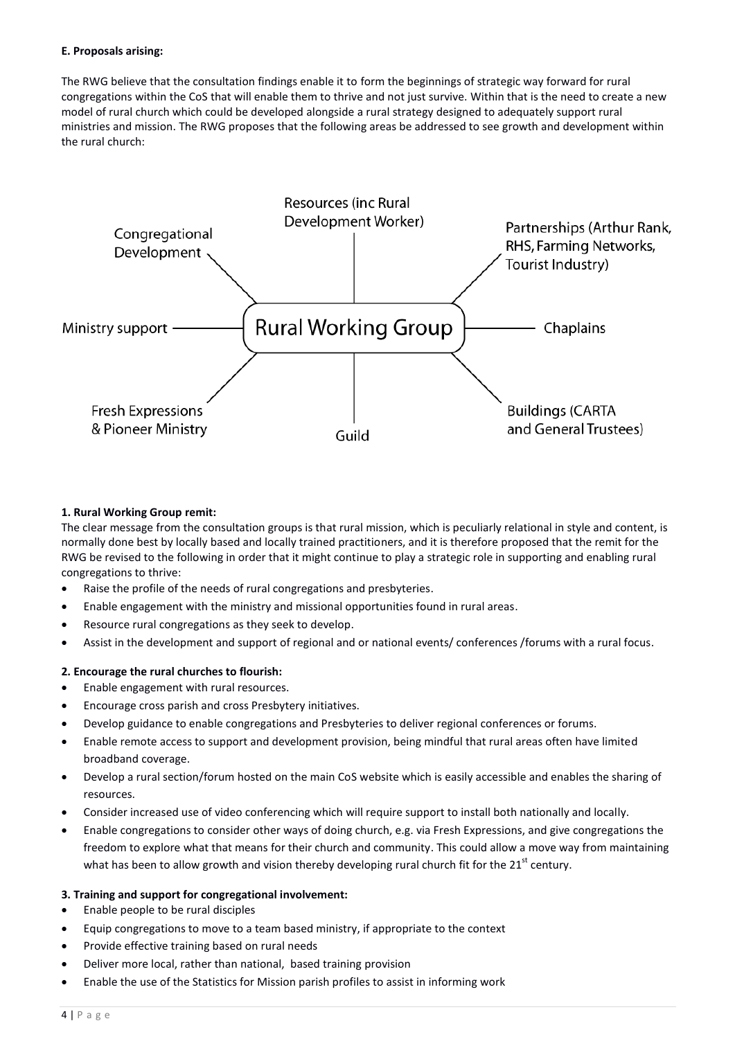**E. Proposals arising:**

The RWG believe that the consultation findings enable it to form the beginnings of strategic way forward for rural congregations within the CoS that will enable them to thrive and not just survive. Within that is the need to create a new model of rural church which could be developed alongside a rural strategy designed to adequately support rural ministries and mission. The RWG proposes that the following areas be addressed to see growth and development within the rural church:

Rural Working Group

- Resources (inc Rural Development Worker)
- Partnerships (Arthur Rank, RHS, Farming Networks, Tourist Industry)
- Chaplains
- Buildings (CARTA and General Trustees)
- Guild
- Fresh Expressions & Pioneer Ministry
- Ministry support
- Congregational Development

**1. Rural Working Group remit:**

The clear message from the consultation groups is that rural mission, which is peculiarly relational in style and content, is normally done best by locally based and locally trained practitioners, and it is therefore proposed that the remit for the RWG be revised to the following in order that it might continue to play a strategic role in supporting and enabling rural congregations to thrive:

- Raise the profile of the needs of rural congregations and presbyteries.
- Enable engagement with the ministry and missional opportunities found in rural areas.
- Resource rural congregations as they seek to develop.
- Assist in the development and support of regional and or national events/ conferences /forums with a rural focus.

**2. Encourage the rural churches to flourish:**

- Enable engagement with rural resources.
- Encourage cross parish and cross Presbytery initiatives.
- Develop guidance to enable congregations and Presbyteries to deliver regional conferences or forums.
- Enable remote access to support and development provision, being mindful that rural areas often have limited broadband coverage.
- Develop a rural section/forum hosted on the main CoS website which is easily accessible and enables the sharing of resources.
- Consider increased use of video conferencing which will require support to install both nationally and locally.
- Enable congregations to consider other ways of doing church, e.g. via Fresh Expressions, and give congregations the freedom to explore what that means for their church and community. This could allow a move way from maintaining what has been to allow growth and vision thereby developing rural church fit for the 21st century.

**3. Training and support for congregational involvement:**

- Enable people to be rural disciples
- Equip congregations to move to a team based ministry, if appropriate to the context
- Provide effective training based on rural needs
- Deliver more local, rather than national, based training provision
- Enable the use of the Statistics for Mission parish profiles to assist in informing work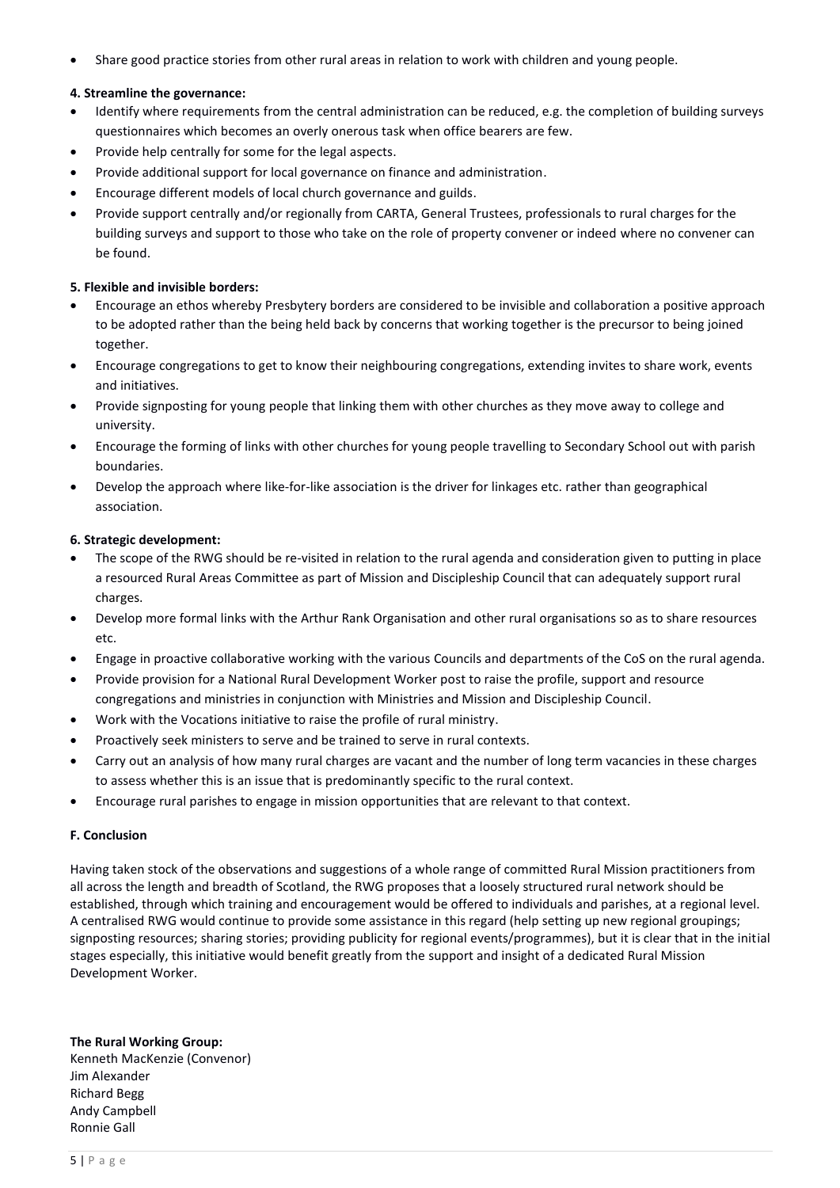- Share good practice stories from other rural areas in relation to work with children and young people.

**4. Streamline the governance:**

- Identify where requirements from the central administration can be reduced, e.g. the completion of building surveys questionnaires which becomes an overly onerous task when office bearers are few.
- Provide help centrally for some for the legal aspects.
- Provide additional support for local governance on finance and administration.
- Encourage different models of local church governance and guilds.
- Provide support centrally and/or regionally from CARTA, General Trustees, professionals to rural charges for the building surveys and support to those who take on the role of property convener or indeed where no convener can be found.

**5. Flexible and invisible borders:**

- Encourage an ethos whereby Presbytery borders are considered to be invisible and collaboration a positive approach to be adopted rather than the being held back by concerns that working together is the precursor to being joined together.
- Encourage congregations to get to know their neighbouring congregations, extending invites to share work, events and initiatives.
- Provide signposting for young people that linking them with other churches as they move away to college and university.
- Encourage the forming of links with other churches for young people travelling to Secondary School out with parish boundaries.
- Develop the approach where like-for-like association is the driver for linkages etc. rather than geographical association.

**6. Strategic development:**

- The scope of the RWG should be re-visited in relation to the rural agenda and consideration given to putting in place a resourced Rural Areas Committee as part of Mission and Discipleship Council that can adequately support rural charges.
- Develop more formal links with the Arthur Rank Organisation and other rural organisations so as to share resources etc.
- Engage in proactive collaborative working with the various Councils and departments of the CoS on the rural agenda.
- Provide provision for a National Rural Development Worker post to raise the profile, support and resource congregations and ministries in conjunction with Ministries and Mission and Discipleship Council.
- Work with the Vocations initiative to raise the profile of rural ministry.
- Proactively seek ministers to serve and be trained to serve in rural contexts.
- Carry out an analysis of how many rural charges are vacant and the number of long term vacancies in these charges to assess whether this is an issue that is predominantly specific to the rural context.
- Encourage rural parishes to engage in mission opportunities that are relevant to that context.

**F. Conclusion**

Having taken stock of the observations and suggestions of a whole range of committed Rural Mission practitioners from all across the length and breadth of Scotland, the RWG proposes that a loosely structured rural network should be established, through which training and encouragement would be offered to individuals and parishes, at a regional level. A centralised RWG would continue to provide some assistance in this regard (help setting up new regional groupings; signposting resources; sharing stories; providing publicity for regional events/programmes), but it is clear that in the initial stages especially, this initiative would benefit greatly from the support and insight of a dedicated Rural Mission Development Worker.

**The Rural Working Group:**
Kenneth MacKenzie (Convenor)
Jim Alexander
Richard Begg
Andy Campbell
Ronnie Gall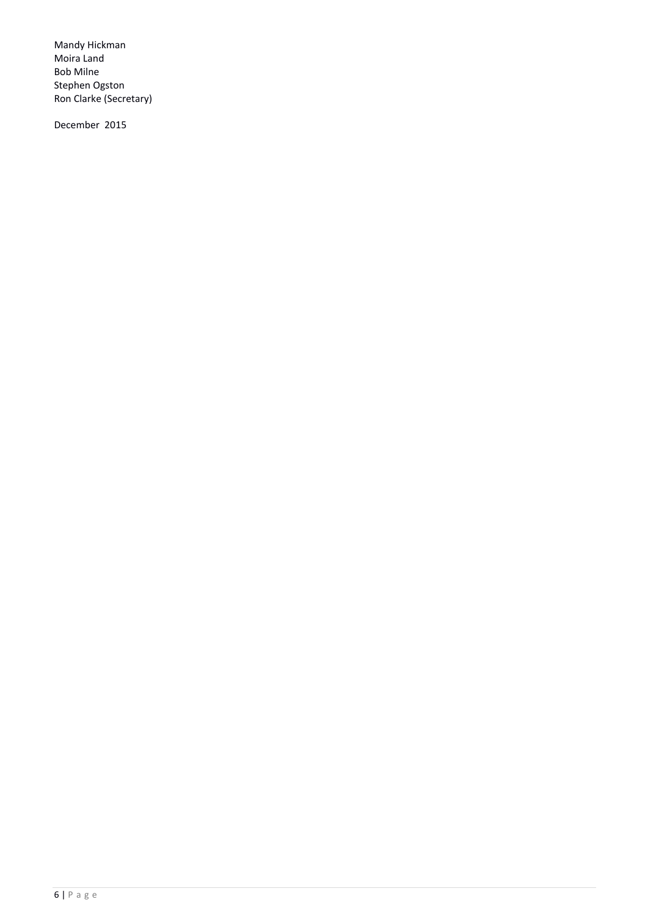Mandy Hickman
Moira Land
Bob Milne
Stephen Ogston
Ron Clarke (Secretary)

December 2015